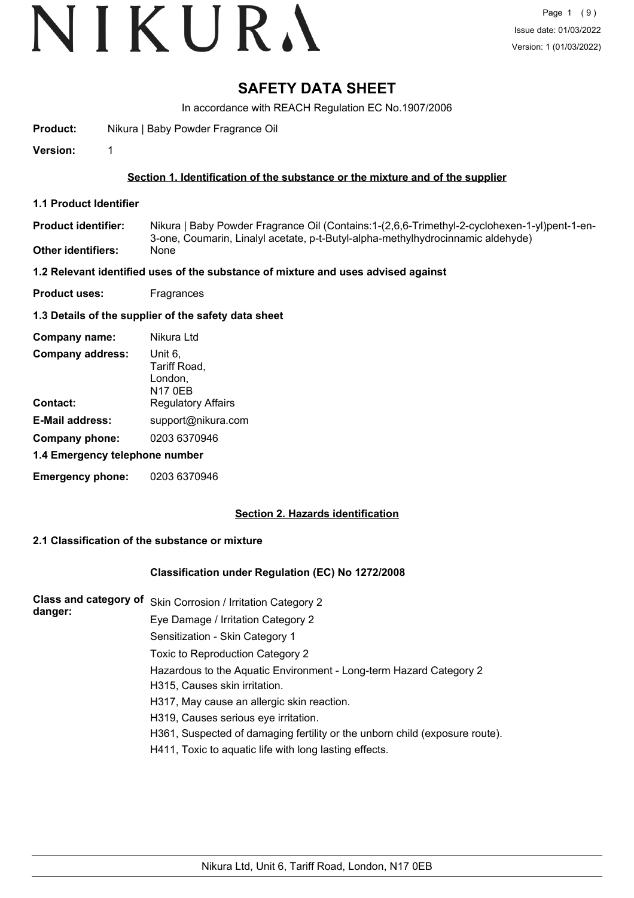# SAFETY DATA SHEET

In accordance with REACH Regulation EC No.1907/2006

**Product:** Nikura | Baby Powder Fragrance Oil

**Version:** 1

## Section 1. Identification of the substance or the mixture and of the supplier

### 1.1 Product Identifier

**Product identifier:** Nikura | Baby Powder Fragrance Oil (Contains:1-(2,6,6-Trimethyl-2-cyclohexen-1-yl)pent-1-en-3-one, Coumarin, Linalyl acetate, p-t-Butyl-alpha-methylhydrocinnamic aldehyde)

**Other identifiers:** None

### 1.2 Relevant identified uses of the substance of mixture and uses advised against

**Product uses:** Fragrances

### 1.3 Details of the supplier of the safety data sheet

**Company name:** Nikura Ltd

**Company address:** Unit 6,
Tariff Road,
London,
N17 0EB

**Contact:** Regulatory Affairs

**E-Mail address:** support@nikura.com

**Company phone:** 0203 6370946

### 1.4 Emergency telephone number

**Emergency phone:** 0203 6370946

## Section 2. Hazards identification

### 2.1 Classification of the substance or mixture

**Classification under Regulation (EC) No 1272/2008**

**Class and category of danger:**

Skin Corrosion / Irritation Category 2

Eye Damage / Irritation Category 2

Sensitization - Skin Category 1

Toxic to Reproduction Category 2

Hazardous to the Aquatic Environment - Long-term Hazard Category 2

H315, Causes skin irritation.

H317, May cause an allergic skin reaction.

H319, Causes serious eye irritation.

H361, Suspected of damaging fertility or the unborn child (exposure route).

H411, Toxic to aquatic life with long lasting effects.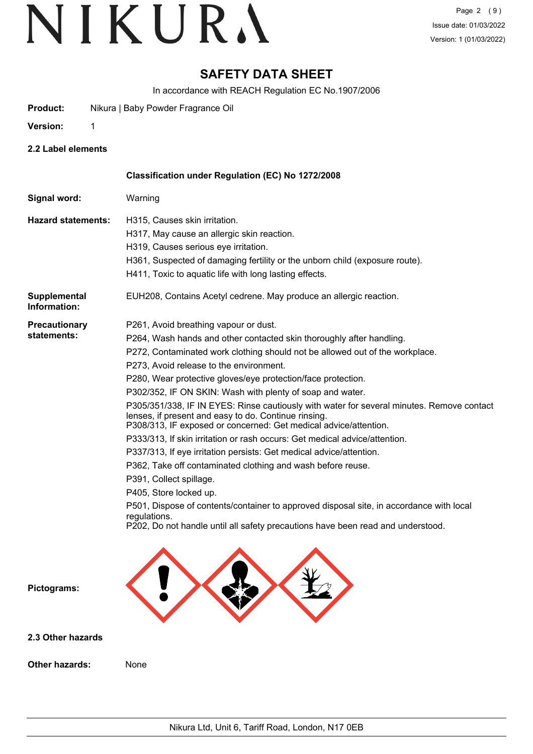# SAFETY DATA SHEET

In accordance with REACH Regulation EC No.1907/2006

**Product:** Nikura | Baby Powder Fragrance Oil

**Version:** 1

### 2.2 Label elements

**Classification under Regulation (EC) No 1272/2008**

**Signal word:** Warning

**Hazard statements:**
H315, Causes skin irritation.
H317, May cause an allergic skin reaction.
H319, Causes serious eye irritation.
H361, Suspected of damaging fertility or the unborn child (exposure route).
H411, Toxic to aquatic life with long lasting effects.

**Supplemental Information:** EUH208, Contains Acetyl cedrene. May produce an allergic reaction.

**Precautionary statements:**
P261, Avoid breathing vapour or dust.
P264, Wash hands and other contacted skin thoroughly after handling.
P272, Contaminated work clothing should not be allowed out of the workplace.
P273, Avoid release to the environment.
P280, Wear protective gloves/eye protection/face protection.
P302/352, IF ON SKIN: Wash with plenty of soap and water.
P305/351/338, IF IN EYES: Rinse cautiously with water for several minutes. Remove contact lenses, if present and easy to do. Continue rinsing.
P308/313, IF exposed or concerned: Get medical advice/attention.
P333/313, If skin irritation or rash occurs: Get medical advice/attention.
P337/313, If eye irritation persists: Get medical advice/attention.
P362, Take off contaminated clothing and wash before reuse.
P391, Collect spillage.
P405, Store locked up.
P501, Dispose of contents/container to approved disposal site, in accordance with local regulations.
P202, Do not handle until all safety precautions have been read and understood.

**Pictograms:**

### 2.3 Other hazards

**Other hazards:** None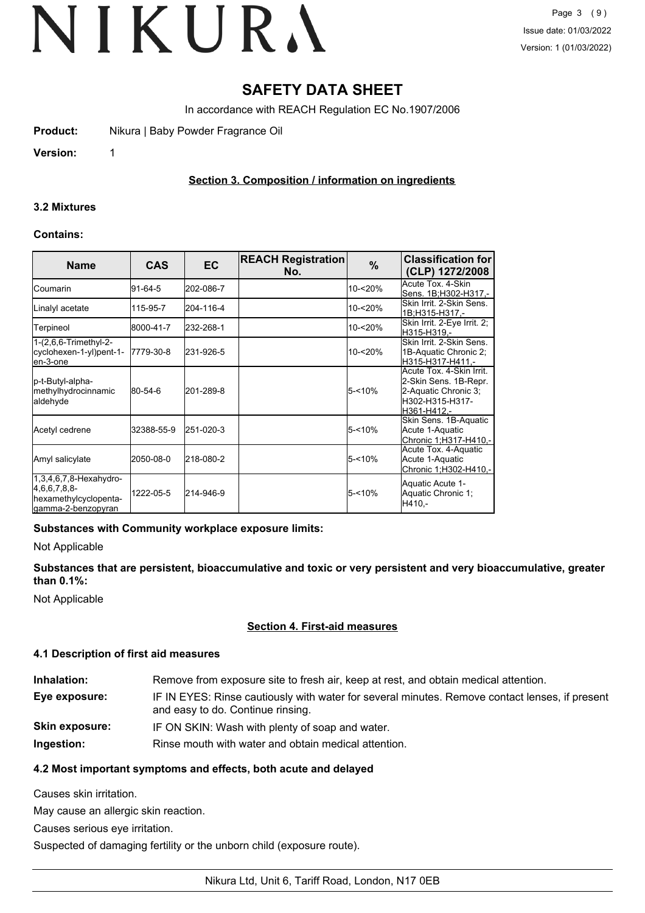# SAFETY DATA SHEET

In accordance with REACH Regulation EC No.1907/2006

**Product:** Nikura | Baby Powder Fragrance Oil

**Version:** 1

## Section 3. Composition / information on ingredients

### 3.2 Mixtures

**Contains:**

| Name | CAS | EC | REACH Registration No. | % | Classification for (CLP) 1272/2008 |
|---|---|---|---|---|---|
| Coumarin | 91-64-5 | 202-086-7 | | 10-<20% | Acute Tox. 4-Skin Sens. 1B;H302-H317,- |
| Linalyl acetate | 115-95-7 | 204-116-4 | | 10-<20% | Skin Irrit. 2-Skin Sens. 1B;H315-H317,- |
| Terpineol | 8000-41-7 | 232-268-1 | | 10-<20% | Skin Irrit. 2-Eye Irrit. 2;H315-H319,- |
| 1-(2,6,6-Trimethyl-2-cyclohexen-1-yl)pent-1-en-3-one | 7779-30-8 | 231-926-5 | | 10-<20% | Skin Irrit. 2-Skin Sens. 1B-Aquatic Chronic 2;H315-H317-H411,- |
| p-t-Butyl-alpha-methylhydrocinnamic aldehyde | 80-54-6 | 201-289-8 | | 5-<10% | Acute Tox. 4-Skin Irrit. 2-Skin Sens. 1B-Repr. 2-Aquatic Chronic 3;H302-H315-H317-H361-H412,- |
| Acetyl cedrene | 32388-55-9 | 251-020-3 | | 5-<10% | Skin Sens. 1B-Aquatic Acute 1-Aquatic Chronic 1;H317-H410,- |
| Amyl salicylate | 2050-08-0 | 218-080-2 | | 5-<10% | Acute Tox. 4-Aquatic Acute 1-Aquatic Chronic 1;H302-H410,- |
| 1,3,4,6,7,8-Hexahydro-4,6,6,7,8,8-hexamethylcyclopenta-gamma-2-benzopyran | 1222-05-5 | 214-946-9 | | 5-<10% | Aquatic Acute 1-Aquatic Chronic 1;H410,- |

**Substances with Community workplace exposure limits:**

Not Applicable

**Substances that are persistent, bioaccumulative and toxic or very persistent and very bioaccumulative, greater than 0.1%:**

Not Applicable

## Section 4. First-aid measures

### 4.1 Description of first aid measures

**Inhalation:** Remove from exposure site to fresh air, keep at rest, and obtain medical attention.

**Eye exposure:** IF IN EYES: Rinse cautiously with water for several minutes. Remove contact lenses, if present and easy to do. Continue rinsing.

**Skin exposure:** IF ON SKIN: Wash with plenty of soap and water.

**Ingestion:** Rinse mouth with water and obtain medical attention.

### 4.2 Most important symptoms and effects, both acute and delayed

Causes skin irritation.

May cause an allergic skin reaction.

Causes serious eye irritation.

Suspected of damaging fertility or the unborn child (exposure route).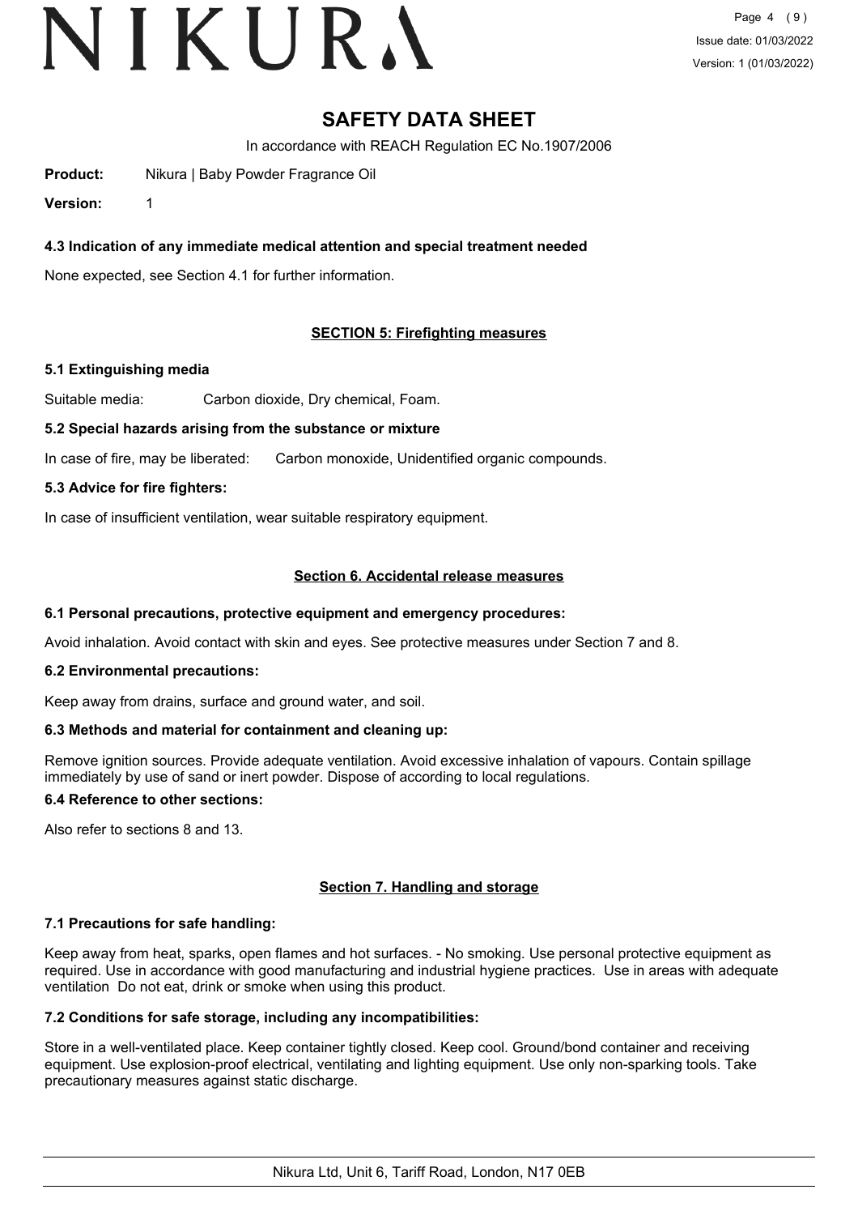# SAFETY DATA SHEET

In accordance with REACH Regulation EC No.1907/2006

**Product:** Nikura | Baby Powder Fragrance Oil

**Version:** 1

### 4.3 Indication of any immediate medical attention and special treatment needed

None expected, see Section 4.1 for further information.

## SECTION 5: Firefighting measures

### 5.1 Extinguishing media

Suitable media: Carbon dioxide, Dry chemical, Foam.

### 5.2 Special hazards arising from the substance or mixture

In case of fire, may be liberated: Carbon monoxide, Unidentified organic compounds.

### 5.3 Advice for fire fighters:

In case of insufficient ventilation, wear suitable respiratory equipment.

## Section 6. Accidental release measures

### 6.1 Personal precautions, protective equipment and emergency procedures:

Avoid inhalation. Avoid contact with skin and eyes. See protective measures under Section 7 and 8.

### 6.2 Environmental precautions:

Keep away from drains, surface and ground water, and soil.

### 6.3 Methods and material for containment and cleaning up:

Remove ignition sources. Provide adequate ventilation. Avoid excessive inhalation of vapours. Contain spillage immediately by use of sand or inert powder. Dispose of according to local regulations.

### 6.4 Reference to other sections:

Also refer to sections 8 and 13.

## Section 7. Handling and storage

### 7.1 Precautions for safe handling:

Keep away from heat, sparks, open flames and hot surfaces. - No smoking. Use personal protective equipment as required. Use in accordance with good manufacturing and industrial hygiene practices. Use in areas with adequate ventilation Do not eat, drink or smoke when using this product.

### 7.2 Conditions for safe storage, including any incompatibilities:

Store in a well-ventilated place. Keep container tightly closed. Keep cool. Ground/bond container and receiving equipment. Use explosion-proof electrical, ventilating and lighting equipment. Use only non-sparking tools. Take precautionary measures against static discharge.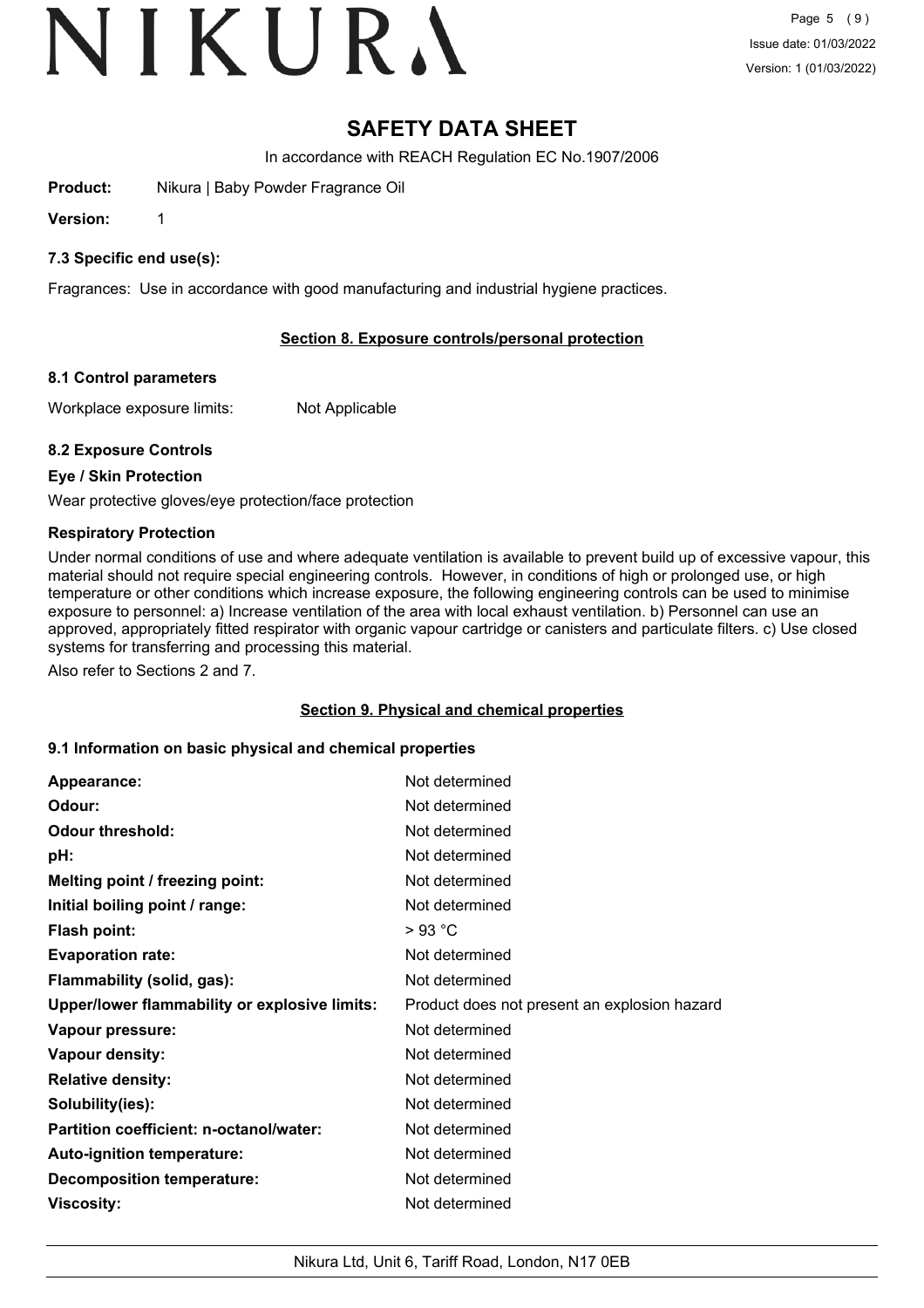# SAFETY DATA SHEET

In accordance with REACH Regulation EC No.1907/2006

**Product:** Nikura | Baby Powder Fragrance Oil

**Version:** 1

### 7.3 Specific end use(s):

Fragrances: Use in accordance with good manufacturing and industrial hygiene practices.

## Section 8. Exposure controls/personal protection

### 8.1 Control parameters

Workplace exposure limits: Not Applicable

### 8.2 Exposure Controls

**Eye / Skin Protection**

Wear protective gloves/eye protection/face protection

**Respiratory Protection**

Under normal conditions of use and where adequate ventilation is available to prevent build up of excessive vapour, this material should not require special engineering controls. However, in conditions of high or prolonged use, or high temperature or other conditions which increase exposure, the following engineering controls can be used to minimise exposure to personnel: a) Increase ventilation of the area with local exhaust ventilation. b) Personnel can use an approved, appropriately fitted respirator with organic vapour cartridge or canisters and particulate filters. c) Use closed systems for transferring and processing this material.

Also refer to Sections 2 and 7.

## Section 9. Physical and chemical properties

### 9.1 Information on basic physical and chemical properties

| | |
|---|---|
| **Appearance:** | Not determined |
| **Odour:** | Not determined |
| **Odour threshold:** | Not determined |
| **pH:** | Not determined |
| **Melting point / freezing point:** | Not determined |
| **Initial boiling point / range:** | Not determined |
| **Flash point:** | > 93 °C |
| **Evaporation rate:** | Not determined |
| **Flammability (solid, gas):** | Not determined |
| **Upper/lower flammability or explosive limits:** | Product does not present an explosion hazard |
| **Vapour pressure:** | Not determined |
| **Vapour density:** | Not determined |
| **Relative density:** | Not determined |
| **Solubility(ies):** | Not determined |
| **Partition coefficient: n-octanol/water:** | Not determined |
| **Auto-ignition temperature:** | Not determined |
| **Decomposition temperature:** | Not determined |
| **Viscosity:** | Not determined |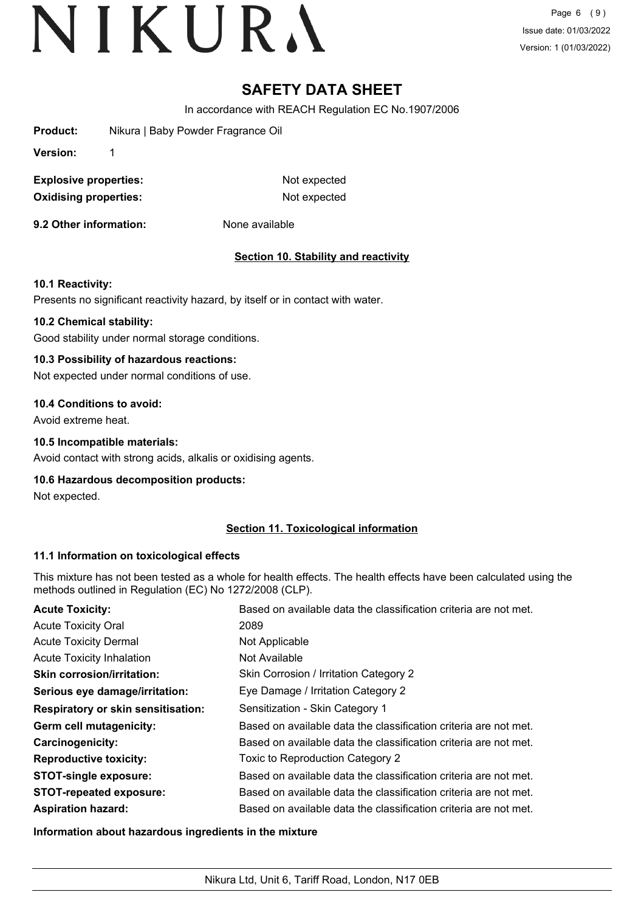# SAFETY DATA SHEET

In accordance with REACH Regulation EC No.1907/2006

**Product:** Nikura | Baby Powder Fragrance Oil

**Version:** 1

| | |
|---|---|
| **Explosive properties:** | Not expected |
| **Oxidising properties:** | Not expected |

**9.2 Other information:** None available

## Section 10. Stability and reactivity

**10.1 Reactivity:**

Presents no significant reactivity hazard, by itself or in contact with water.

**10.2 Chemical stability:**

Good stability under normal storage conditions.

**10.3 Possibility of hazardous reactions:**

Not expected under normal conditions of use.

**10.4 Conditions to avoid:**

Avoid extreme heat.

**10.5 Incompatible materials:**

Avoid contact with strong acids, alkalis or oxidising agents.

**10.6 Hazardous decomposition products:**

Not expected.

## Section 11. Toxicological information

**11.1 Information on toxicological effects**

This mixture has not been tested as a whole for health effects. The health effects have been calculated using the methods outlined in Regulation (EC) No 1272/2008 (CLP).

| | |
|---|---|
| **Acute Toxicity:** | Based on available data the classification criteria are not met. |
| Acute Toxicity Oral | 2089 |
| Acute Toxicity Dermal | Not Applicable |
| Acute Toxicity Inhalation | Not Available |
| **Skin corrosion/irritation:** | Skin Corrosion / Irritation Category 2 |
| **Serious eye damage/irritation:** | Eye Damage / Irritation Category 2 |
| **Respiratory or skin sensitisation:** | Sensitization - Skin Category 1 |
| **Germ cell mutagenicity:** | Based on available data the classification criteria are not met. |
| **Carcinogenicity:** | Based on available data the classification criteria are not met. |
| **Reproductive toxicity:** | Toxic to Reproduction Category 2 |
| **STOT-single exposure:** | Based on available data the classification criteria are not met. |
| **STOT-repeated exposure:** | Based on available data the classification criteria are not met. |
| **Aspiration hazard:** | Based on available data the classification criteria are not met. |

**Information about hazardous ingredients in the mixture**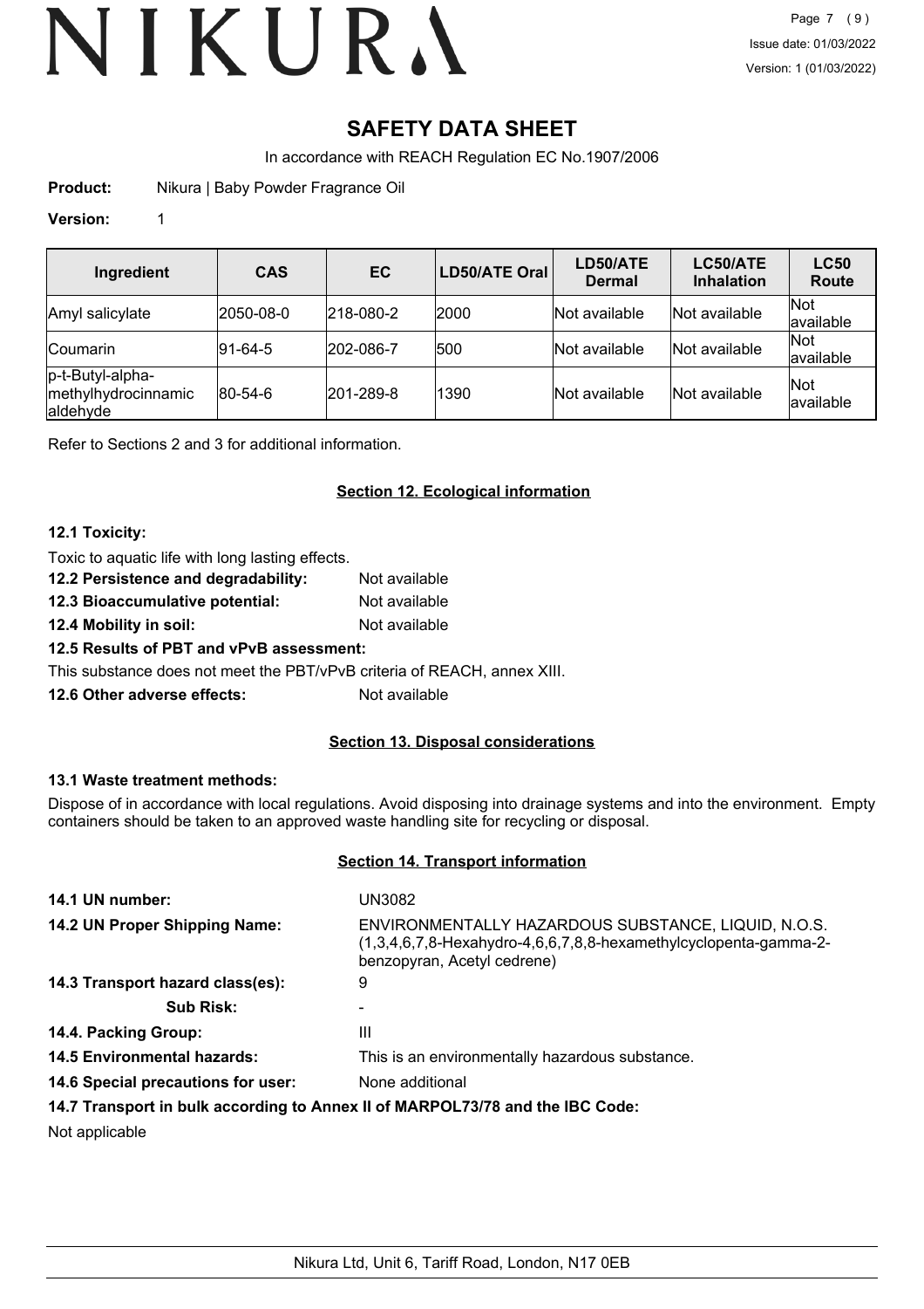# SAFETY DATA SHEET

In accordance with REACH Regulation EC No.1907/2006

**Product:** Nikura | Baby Powder Fragrance Oil

**Version:** 1

| Ingredient | CAS | EC | LD50/ATE Oral | LD50/ATE Dermal | LC50/ATE Inhalation | LC50 Route |
|---|---|---|---|---|---|---|
| Amyl salicylate | 2050-08-0 | 218-080-2 | 2000 | Not available | Not available | Not available |
| Coumarin | 91-64-5 | 202-086-7 | 500 | Not available | Not available | Not available |
| p-t-Butyl-alpha-methylhydrocinnamic aldehyde | 80-54-6 | 201-289-8 | 1390 | Not available | Not available | Not available |

Refer to Sections 2 and 3 for additional information.

## Section 12. Ecological information

**12.1 Toxicity:**

Toxic to aquatic life with long lasting effects.

**12.2 Persistence and degradability:** Not available

**12.3 Bioaccumulative potential:** Not available

**12.4 Mobility in soil:** Not available

**12.5 Results of PBT and vPvB assessment:**

This substance does not meet the PBT/vPvB criteria of REACH, annex XIII.

**12.6 Other adverse effects:** Not available

## Section 13. Disposal considerations

**13.1 Waste treatment methods:**

Dispose of in accordance with local regulations. Avoid disposing into drainage systems and into the environment. Empty containers should be taken to an approved waste handling site for recycling or disposal.

## Section 14. Transport information

**14.1 UN number:** UN3082

**14.2 UN Proper Shipping Name:** ENVIRONMENTALLY HAZARDOUS SUBSTANCE, LIQUID, N.O.S. (1,3,4,6,7,8-Hexahydro-4,6,6,7,8,8-hexamethylcyclopenta-gamma-2-benzopyran, Acetyl cedrene)

**14.3 Transport hazard class(es):** 9

**Sub Risk:** -

**14.4. Packing Group:** III

**14.5 Environmental hazards:** This is an environmentally hazardous substance.

**14.6 Special precautions for user:** None additional

**14.7 Transport in bulk according to Annex II of MARPOL73/78 and the IBC Code:**

Not applicable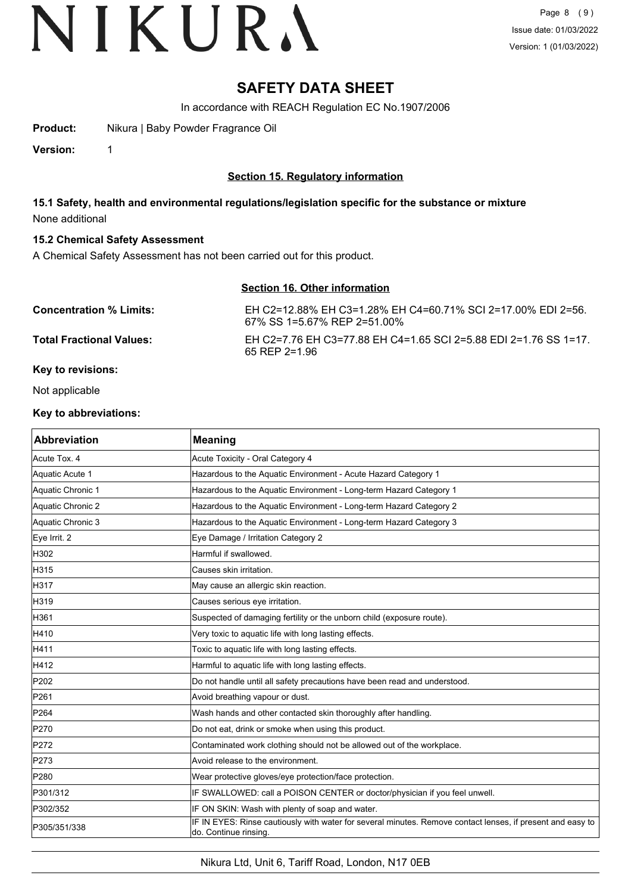# SAFETY DATA SHEET

In accordance with REACH Regulation EC No.1907/2006

**Product:** Nikura | Baby Powder Fragrance Oil

**Version:** 1

## Section 15. Regulatory information

### 15.1 Safety, health and environmental regulations/legislation specific for the substance or mixture

None additional

### 15.2 Chemical Safety Assessment

A Chemical Safety Assessment has not been carried out for this product.

## Section 16. Other information

**Concentration % Limits:** EH C2=12.88% EH C3=1.28% EH C4=60.71% SCI 2=17.00% EDI 2=56.67% SS 1=5.67% REP 2=51.00%

**Total Fractional Values:** EH C2=7.76 EH C3=77.88 EH C4=1.65 SCI 2=5.88 EDI 2=1.76 SS 1=17.65 REP 2=1.96

**Key to revisions:**

Not applicable

**Key to abbreviations:**

| Abbreviation | Meaning |
|---|---|
| Acute Tox. 4 | Acute Toxicity - Oral Category 4 |
| Aquatic Acute 1 | Hazardous to the Aquatic Environment - Acute Hazard Category 1 |
| Aquatic Chronic 1 | Hazardous to the Aquatic Environment - Long-term Hazard Category 1 |
| Aquatic Chronic 2 | Hazardous to the Aquatic Environment - Long-term Hazard Category 2 |
| Aquatic Chronic 3 | Hazardous to the Aquatic Environment - Long-term Hazard Category 3 |
| Eye Irrit. 2 | Eye Damage / Irritation Category 2 |
| H302 | Harmful if swallowed. |
| H315 | Causes skin irritation. |
| H317 | May cause an allergic skin reaction. |
| H319 | Causes serious eye irritation. |
| H361 | Suspected of damaging fertility or the unborn child (exposure route). |
| H410 | Very toxic to aquatic life with long lasting effects. |
| H411 | Toxic to aquatic life with long lasting effects. |
| H412 | Harmful to aquatic life with long lasting effects. |
| P202 | Do not handle until all safety precautions have been read and understood. |
| P261 | Avoid breathing vapour or dust. |
| P264 | Wash hands and other contacted skin thoroughly after handling. |
| P270 | Do not eat, drink or smoke when using this product. |
| P272 | Contaminated work clothing should not be allowed out of the workplace. |
| P273 | Avoid release to the environment. |
| P280 | Wear protective gloves/eye protection/face protection. |
| P301/312 | IF SWALLOWED: call a POISON CENTER or doctor/physician if you feel unwell. |
| P302/352 | IF ON SKIN: Wash with plenty of soap and water. |
| P305/351/338 | IF IN EYES: Rinse cautiously with water for several minutes. Remove contact lenses, if present and easy to do. Continue rinsing. |

Nikura Ltd, Unit 6, Tariff Road, London, N17 0EB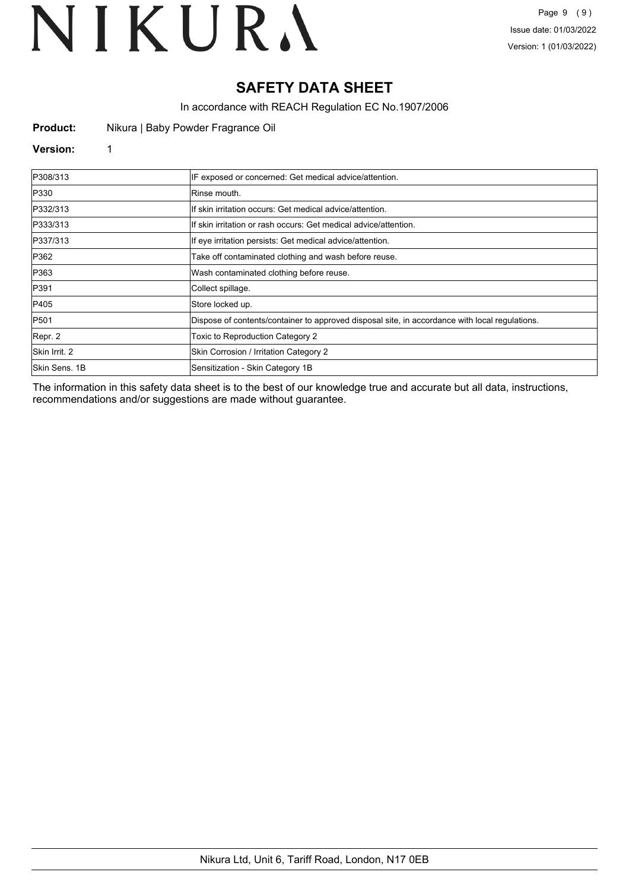# SAFETY DATA SHEET

In accordance with REACH Regulation EC No.1907/2006

**Product:** Nikura | Baby Powder Fragrance Oil

**Version:** 1

| | |
|---|---|
| P308/313 | IF exposed or concerned: Get medical advice/attention. |
| P330 | Rinse mouth. |
| P332/313 | If skin irritation occurs: Get medical advice/attention. |
| P333/313 | If skin irritation or rash occurs: Get medical advice/attention. |
| P337/313 | If eye irritation persists: Get medical advice/attention. |
| P362 | Take off contaminated clothing and wash before reuse. |
| P363 | Wash contaminated clothing before reuse. |
| P391 | Collect spillage. |
| P405 | Store locked up. |
| P501 | Dispose of contents/container to approved disposal site, in accordance with local regulations. |
| Repr. 2 | Toxic to Reproduction Category 2 |
| Skin Irrit. 2 | Skin Corrosion / Irritation Category 2 |
| Skin Sens. 1B | Sensitization - Skin Category 1B |

The information in this safety data sheet is to the best of our knowledge true and accurate but all data, instructions, recommendations and/or suggestions are made without guarantee.